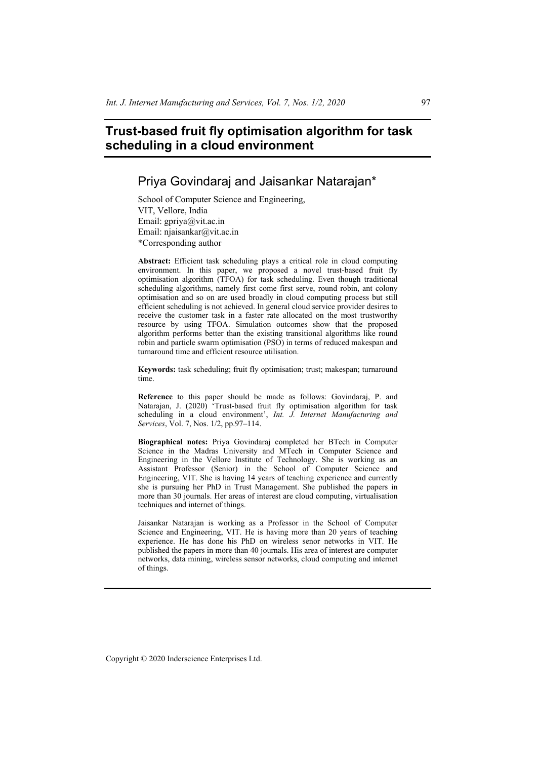# Trust-based fruit fly optimisation algorithm for task scheduling in a cloud environment

## Priya Govindaraj and Jaisankar Natarajan*

School of Computer Science and Engineering,
VIT, Vellore, India
Email: gpriya@vit.ac.in
Email: njaisankar@vit.ac.in
*Corresponding author

**Abstract:** Efficient task scheduling plays a critical role in cloud computing environment. In this paper, we proposed a novel trust-based fruit fly optimisation algorithm (TFOA) for task scheduling. Even though traditional scheduling algorithms, namely first come first serve, round robin, ant colony optimisation and so on are used broadly in cloud computing process but still efficient scheduling is not achieved. In general cloud service provider desires to receive the customer task in a faster rate allocated on the most trustworthy resource by using TFOA. Simulation outcomes show that the proposed algorithm performs better than the existing transitional algorithms like round robin and particle swarm optimisation (PSO) in terms of reduced makespan and turnaround time and efficient resource utilisation.

**Keywords:** task scheduling; fruit fly optimisation; trust; makespan; turnaround time.

**Reference** to this paper should be made as follows: Govindaraj, P. and Natarajan, J. (2020) 'Trust-based fruit fly optimisation algorithm for task scheduling in a cloud environment', *Int. J. Internet Manufacturing and Services*, Vol. 7, Nos. 1/2, pp.97–114.

**Biographical notes:** Priya Govindaraj completed her BTech in Computer Science in the Madras University and MTech in Computer Science and Engineering in the Vellore Institute of Technology. She is working as an Assistant Professor (Senior) in the School of Computer Science and Engineering, VIT. She is having 14 years of teaching experience and currently she is pursuing her PhD in Trust Management. She published the papers in more than 30 journals. Her areas of interest are cloud computing, virtualisation techniques and internet of things.

Jaisankar Natarajan is working as a Professor in the School of Computer Science and Engineering, VIT. He is having more than 20 years of teaching experience. He has done his PhD on wireless senor networks in VIT. He published the papers in more than 40 journals. His area of interest are computer networks, data mining, wireless sensor networks, cloud computing and internet of things.

Copyright © 2020 Inderscience Enterprises Ltd.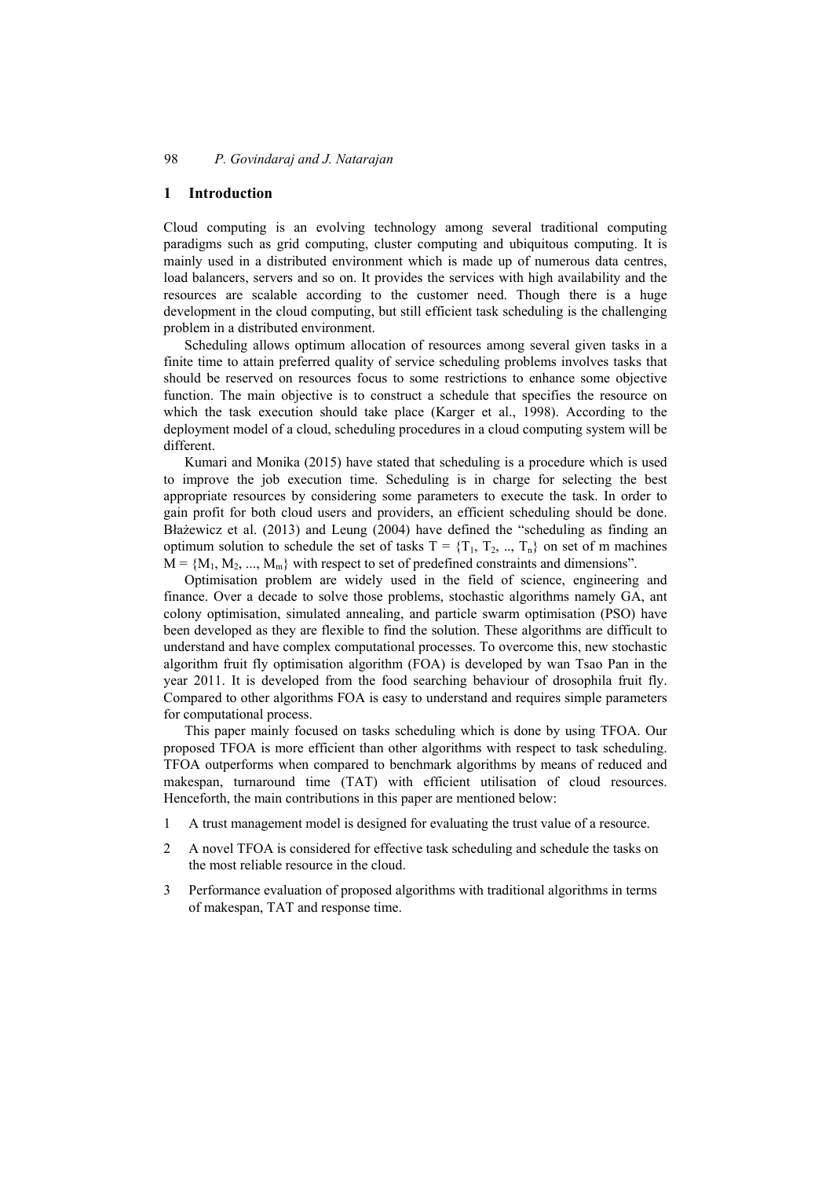## 1 Introduction

Cloud computing is an evolving technology among several traditional computing paradigms such as grid computing, cluster computing and ubiquitous computing. It is mainly used in a distributed environment which is made up of numerous data centres, load balancers, servers and so on. It provides the services with high availability and the resources are scalable according to the customer need. Though there is a huge development in the cloud computing, but still efficient task scheduling is the challenging problem in a distributed environment.

Scheduling allows optimum allocation of resources among several given tasks in a finite time to attain preferred quality of service scheduling problems involves tasks that should be reserved on resources focus to some restrictions to enhance some objective function. The main objective is to construct a schedule that specifies the resource on which the task execution should take place (Karger et al., 1998). According to the deployment model of a cloud, scheduling procedures in a cloud computing system will be different.

Kumari and Monika (2015) have stated that scheduling is a procedure which is used to improve the job execution time. Scheduling is in charge for selecting the best appropriate resources by considering some parameters to execute the task. In order to gain profit for both cloud users and providers, an efficient scheduling should be done. Błażewicz et al. (2013) and Leung (2004) have defined the "scheduling as finding an optimum solution to schedule the set of tasks $T = \{T_1, T_2, .., T_n\}$ on set of m machines $M = \{M_1, M_2, ..., M_m\}$ with respect to set of predefined constraints and dimensions".

Optimisation problem are widely used in the field of science, engineering and finance. Over a decade to solve those problems, stochastic algorithms namely GA, ant colony optimisation, simulated annealing, and particle swarm optimisation (PSO) have been developed as they are flexible to find the solution. These algorithms are difficult to understand and have complex computational processes. To overcome this, new stochastic algorithm fruit fly optimisation algorithm (FOA) is developed by wan Tsao Pan in the year 2011. It is developed from the food searching behaviour of drosophila fruit fly. Compared to other algorithms FOA is easy to understand and requires simple parameters for computational process.

This paper mainly focused on tasks scheduling which is done by using TFOA. Our proposed TFOA is more efficient than other algorithms with respect to task scheduling. TFOA outperforms when compared to benchmark algorithms by means of reduced and makespan, turnaround time (TAT) with efficient utilisation of cloud resources. Henceforth, the main contributions in this paper are mentioned below:

1. A trust management model is designed for evaluating the trust value of a resource.
2. A novel TFOA is considered for effective task scheduling and schedule the tasks on the most reliable resource in the cloud.
3. Performance evaluation of proposed algorithms with traditional algorithms in terms of makespan, TAT and response time.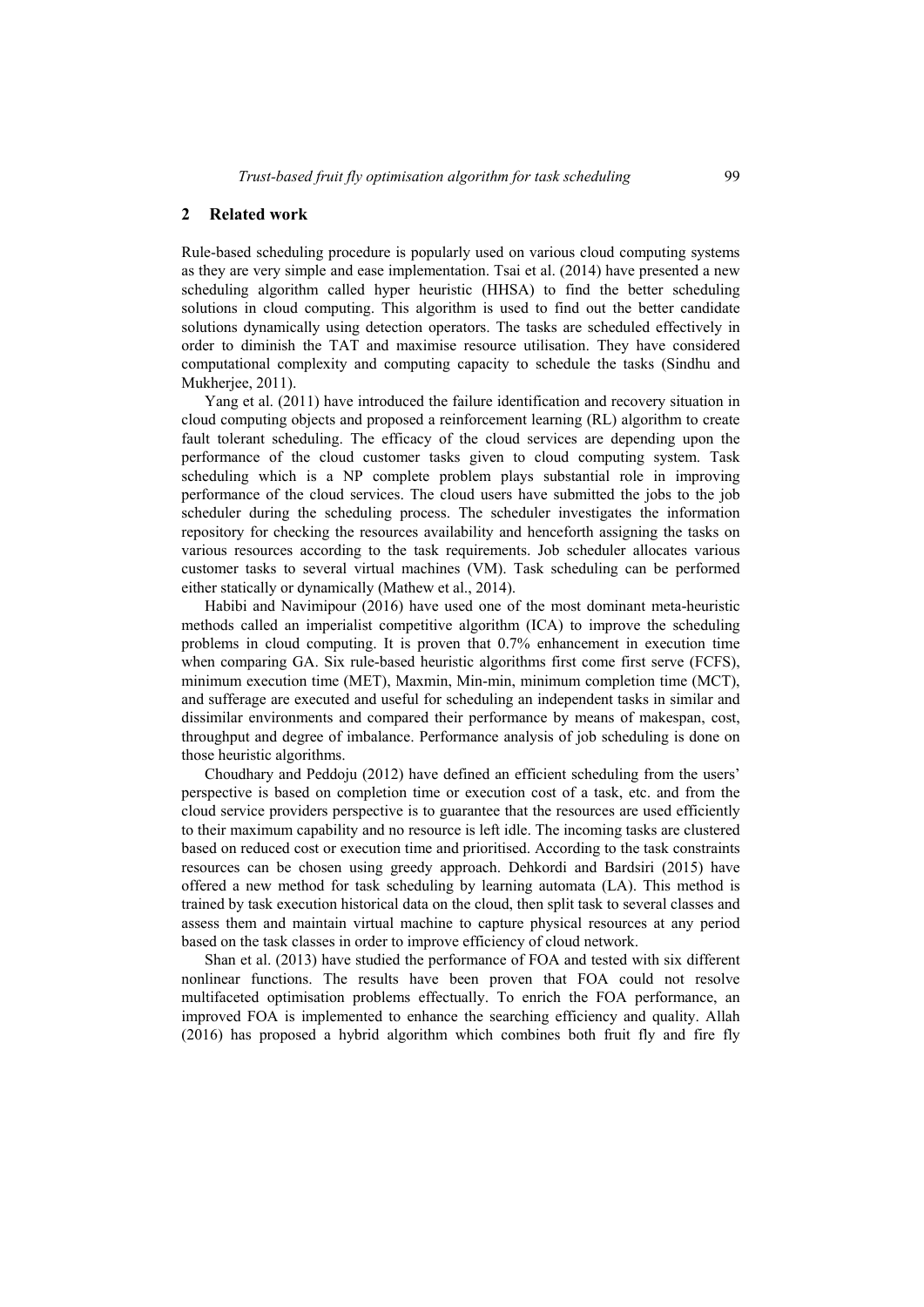## 2 Related work

Rule-based scheduling procedure is popularly used on various cloud computing systems as they are very simple and ease implementation. Tsai et al. (2014) have presented a new scheduling algorithm called hyper heuristic (HHSA) to find the better scheduling solutions in cloud computing. This algorithm is used to find out the better candidate solutions dynamically using detection operators. The tasks are scheduled effectively in order to diminish the TAT and maximise resource utilisation. They have considered computational complexity and computing capacity to schedule the tasks (Sindhu and Mukherjee, 2011).

Yang et al. (2011) have introduced the failure identification and recovery situation in cloud computing objects and proposed a reinforcement learning (RL) algorithm to create fault tolerant scheduling. The efficacy of the cloud services are depending upon the performance of the cloud customer tasks given to cloud computing system. Task scheduling which is a NP complete problem plays substantial role in improving performance of the cloud services. The cloud users have submitted the jobs to the job scheduler during the scheduling process. The scheduler investigates the information repository for checking the resources availability and henceforth assigning the tasks on various resources according to the task requirements. Job scheduler allocates various customer tasks to several virtual machines (VM). Task scheduling can be performed either statically or dynamically (Mathew et al., 2014).

Habibi and Navimipour (2016) have used one of the most dominant meta-heuristic methods called an imperialist competitive algorithm (ICA) to improve the scheduling problems in cloud computing. It is proven that 0.7% enhancement in execution time when comparing GA. Six rule-based heuristic algorithms first come first serve (FCFS), minimum execution time (MET), Maxmin, Min-min, minimum completion time (MCT), and sufferage are executed and useful for scheduling an independent tasks in similar and dissimilar environments and compared their performance by means of makespan, cost, throughput and degree of imbalance. Performance analysis of job scheduling is done on those heuristic algorithms.

Choudhary and Peddoju (2012) have defined an efficient scheduling from the users' perspective is based on completion time or execution cost of a task, etc. and from the cloud service providers perspective is to guarantee that the resources are used efficiently to their maximum capability and no resource is left idle. The incoming tasks are clustered based on reduced cost or execution time and prioritised. According to the task constraints resources can be chosen using greedy approach. Dehkordi and Bardsiri (2015) have offered a new method for task scheduling by learning automata (LA). This method is trained by task execution historical data on the cloud, then split task to several classes and assess them and maintain virtual machine to capture physical resources at any period based on the task classes in order to improve efficiency of cloud network.

Shan et al. (2013) have studied the performance of FOA and tested with six different nonlinear functions. The results have been proven that FOA could not resolve multifaceted optimisation problems effectually. To enrich the FOA performance, an improved FOA is implemented to enhance the searching efficiency and quality. Allah (2016) has proposed a hybrid algorithm which combines both fruit fly and fire fly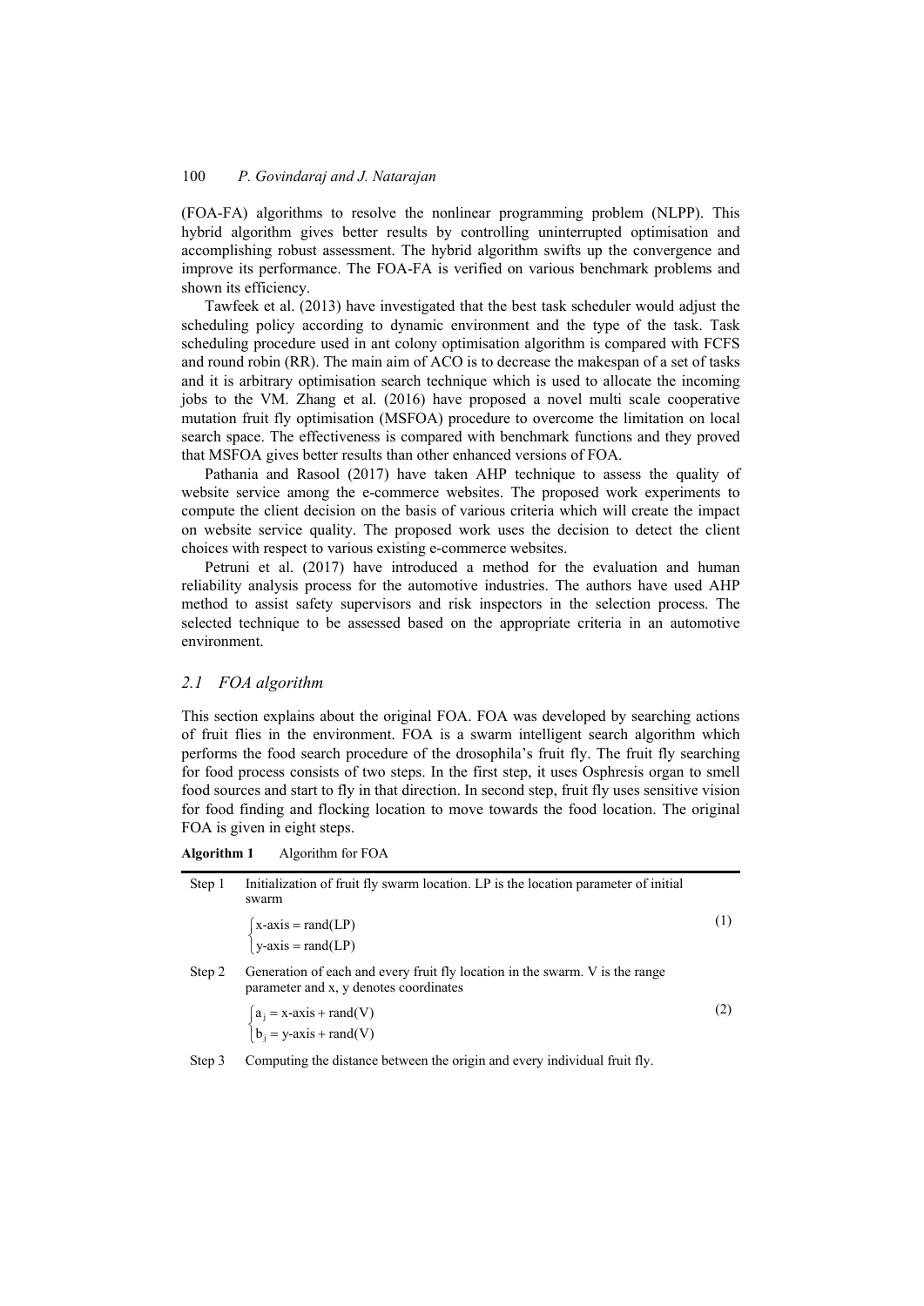(FOA-FA) algorithms to resolve the nonlinear programming problem (NLPP). This hybrid algorithm gives better results by controlling uninterrupted optimisation and accomplishing robust assessment. The hybrid algorithm swifts up the convergence and improve its performance. The FOA-FA is verified on various benchmark problems and shown its efficiency.

Tawfeek et al. (2013) have investigated that the best task scheduler would adjust the scheduling policy according to dynamic environment and the type of the task. Task scheduling procedure used in ant colony optimisation algorithm is compared with FCFS and round robin (RR). The main aim of ACO is to decrease the makespan of a set of tasks and it is arbitrary optimisation search technique which is used to allocate the incoming jobs to the VM. Zhang et al. (2016) have proposed a novel multi scale cooperative mutation fruit fly optimisation (MSFOA) procedure to overcome the limitation on local search space. The effectiveness is compared with benchmark functions and they proved that MSFOA gives better results than other enhanced versions of FOA.

Pathania and Rasool (2017) have taken AHP technique to assess the quality of website service among the e-commerce websites. The proposed work experiments to compute the client decision on the basis of various criteria which will create the impact on website service quality. The proposed work uses the decision to detect the client choices with respect to various existing e-commerce websites.

Petruni et al. (2017) have introduced a method for the evaluation and human reliability analysis process for the automotive industries. The authors have used AHP method to assist safety supervisors and risk inspectors in the selection process. The selected technique to be assessed based on the appropriate criteria in an automotive environment.

## 2.1 FOA algorithm

This section explains about the original FOA. FOA was developed by searching actions of fruit flies in the environment. FOA is a swarm intelligent search algorithm which performs the food search procedure of the drosophila's fruit fly. The fruit fly searching for food process consists of two steps. In the first step, it uses Osphresis organ to smell food sources and start to fly in that direction. In second step, fruit fly uses sensitive vision for food finding and flocking location to move towards the food location. The original FOA is given in eight steps.

**Algorithm 1** Algorithm for FOA

Step 1 Initialization of fruit fly swarm location. LP is the location parameter of initial swarm

$$\begin{cases} \text{x-axis} = \text{rand}(LP) \\ \text{y-axis} = \text{rand}(LP) \end{cases} \tag{1}$$

Step 2 Generation of each and every fruit fly location in the swarm. V is the range parameter and x, y denotes coordinates

$$\begin{cases} a_j = \text{x-axis} + \text{rand}(V) \\ b_j = \text{y-axis} + \text{rand}(V) \end{cases} \tag{2}$$

Step 3 Computing the distance between the origin and every individual fruit fly.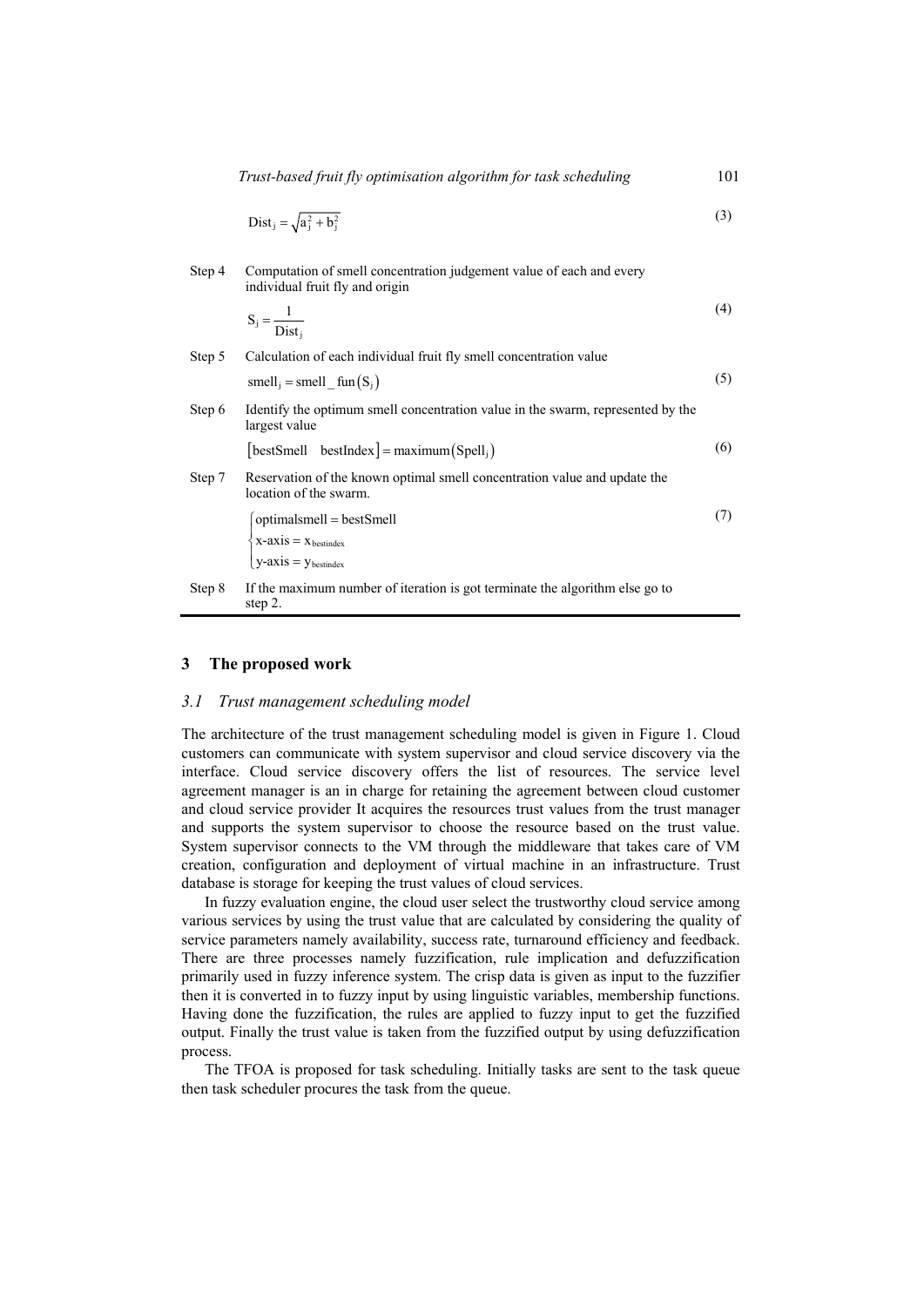$$\text{Dist}_j = \sqrt{a_j^2 + b_j^2} \tag{3}$$

Step 4 Computation of smell concentration judgement value of each and every individual fruit fly and origin

$$S_j = \frac{1}{\text{Dist}_j} \tag{4}$$

Step 5 Calculation of each individual fruit fly smell concentration value

$$\text{smell}_j = \text{smell\_fun}(S_j) \tag{5}$$

Step 6 Identify the optimum smell concentration value in the swarm, represented by the largest value

$$[\text{bestSmell} \quad \text{bestIndex}] = \text{maximum}(\text{Spell}_j) \tag{6}$$

Step 7 Reservation of the known optimal smell concentration value and update the location of the swarm.

$$\begin{cases} \text{optimalsmell} = \text{bestSmell} \\ \text{x-axis} = x_{\text{bestindex}} \\ \text{y-axis} = y_{\text{bestindex}} \end{cases} \tag{7}$$

Step 8 If the maximum number of iteration is got terminate the algorithm else go to step 2.

## 3 The proposed work

### 3.1 Trust management scheduling model

The architecture of the trust management scheduling model is given in Figure 1. Cloud customers can communicate with system supervisor and cloud service discovery via the interface. Cloud service discovery offers the list of resources. The service level agreement manager is an in charge for retaining the agreement between cloud customer and cloud service provider It acquires the resources trust values from the trust manager and supports the system supervisor to choose the resource based on the trust value. System supervisor connects to the VM through the middleware that takes care of VM creation, configuration and deployment of virtual machine in an infrastructure. Trust database is storage for keeping the trust values of cloud services.

In fuzzy evaluation engine, the cloud user select the trustworthy cloud service among various services by using the trust value that are calculated by considering the quality of service parameters namely availability, success rate, turnaround efficiency and feedback. There are three processes namely fuzzification, rule implication and defuzzification primarily used in fuzzy inference system. The crisp data is given as input to the fuzzifier then it is converted in to fuzzy input by using linguistic variables, membership functions. Having done the fuzzification, the rules are applied to fuzzy input to get the fuzzified output. Finally the trust value is taken from the fuzzified output by using defuzzification process.

The TFOA is proposed for task scheduling. Initially tasks are sent to the task queue then task scheduler procures the task from the queue.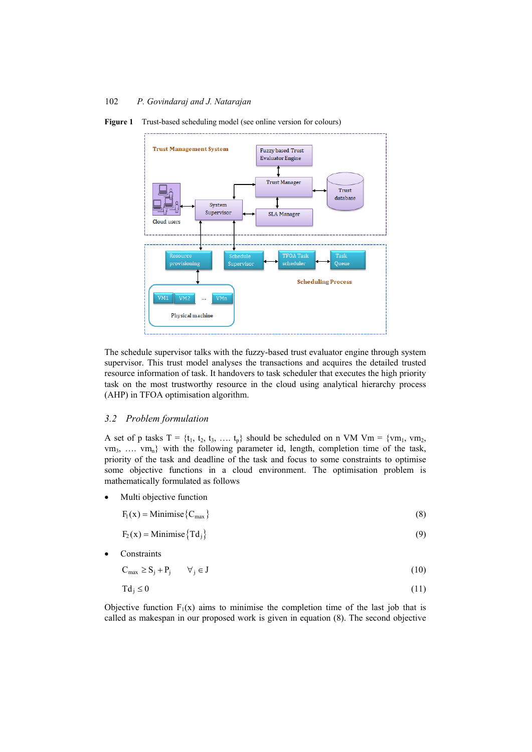**Figure 1** Trust-based scheduling model (see online version for colours)

The schedule supervisor talks with the fuzzy-based trust evaluator engine through system supervisor. This trust model analyses the transactions and acquires the detailed trusted resource information of task. It handovers to task scheduler that executes the high priority task on the most trustworthy resource in the cloud using analytical hierarchy process (AHP) in TFOA optimisation algorithm.

### *3.2 Problem formulation*

A set of p tasks $T = \{t_1, t_2, t_3, \ldots. t_p\}$ should be scheduled on n VM $Vm = \{vm_1, vm_2, vm_3, \ldots. vm_n\}$ with the following parameter id, length, completion time of the task, priority of the task and deadline of the task and focus to some constraints to optimise some objective functions in a cloud environment. The optimisation problem is mathematically formulated as follows

- Multi objective function

$$F_1(x) = \text{Minimise}\{C_{max}\} \tag{8}$$

$$F_2(x) = \text{Minimise}\{Td_j\} \tag{9}$$

- Constraints

$$C_{max} \geq S_j + P_j \qquad \forall_j \in J \tag{10}$$

$$Td_j \leq 0 \tag{11}$$

Objective function $F_1(x)$ aims to minimise the completion time of the last job that is called as makespan in our proposed work is given in equation (8). The second objective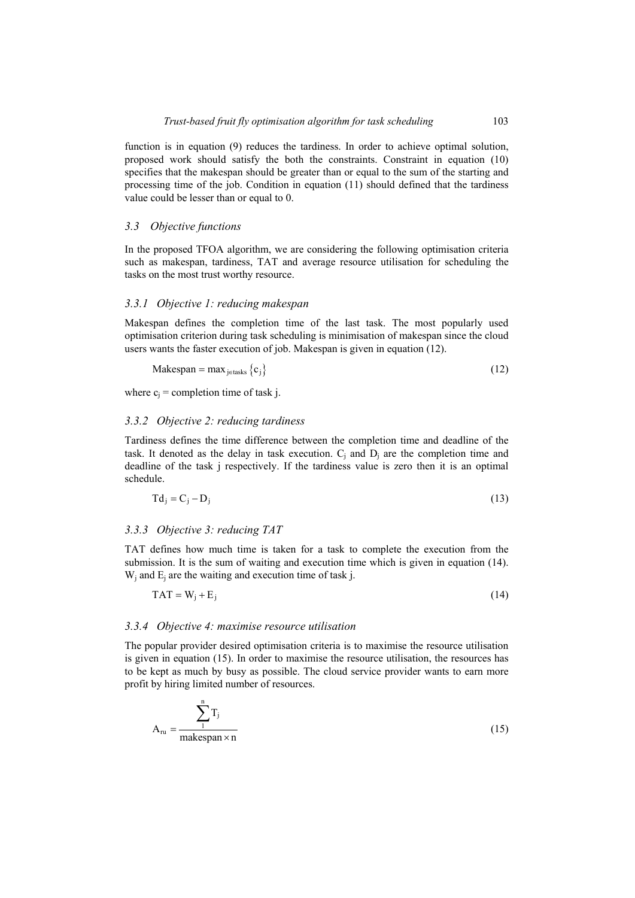function is in equation (9) reduces the tardiness. In order to achieve optimal solution, proposed work should satisfy the both the constraints. Constraint in equation (10) specifies that the makespan should be greater than or equal to the sum of the starting and processing time of the job. Condition in equation (11) should defined that the tardiness value could be lesser than or equal to 0.

### *3.3 Objective functions*

In the proposed TFOA algorithm, we are considering the following optimisation criteria such as makespan, tardiness, TAT and average resource utilisation for scheduling the tasks on the most trust worthy resource.

#### *3.3.1 Objective 1: reducing makespan*

Makespan defines the completion time of the last task. The most popularly used optimisation criterion during task scheduling is minimisation of makespan since the cloud users wants the faster execution of job. Makespan is given in equation (12).

$$\text{Makespan} = \max_{j \in \text{tasks}} \{c_j\} \tag{12}$$

where $c_j$ = completion time of task j.

#### *3.3.2 Objective 2: reducing tardiness*

Tardiness defines the time difference between the completion time and deadline of the task. It denoted as the delay in task execution. $C_j$ and $D_j$ are the completion time and deadline of the task j respectively. If the tardiness value is zero then it is an optimal schedule.

$$Td_j = C_j - D_j \tag{13}$$

#### *3.3.3 Objective 3: reducing TAT*

TAT defines how much time is taken for a task to complete the execution from the submission. It is the sum of waiting and execution time which is given in equation (14). $W_j$ and $E_j$ are the waiting and execution time of task j.

$$\text{TAT} = W_j + E_j \tag{14}$$

#### *3.3.4 Objective 4: maximise resource utilisation*

The popular provider desired optimisation criteria is to maximise the resource utilisation is given in equation (15). In order to maximise the resource utilisation, the resources has to be kept as much by busy as possible. The cloud service provider wants to earn more profit by hiring limited number of resources.

$$A_{ru} = \frac{\sum_{1}^{n} T_j}{\text{makespan} \times n} \tag{15}$$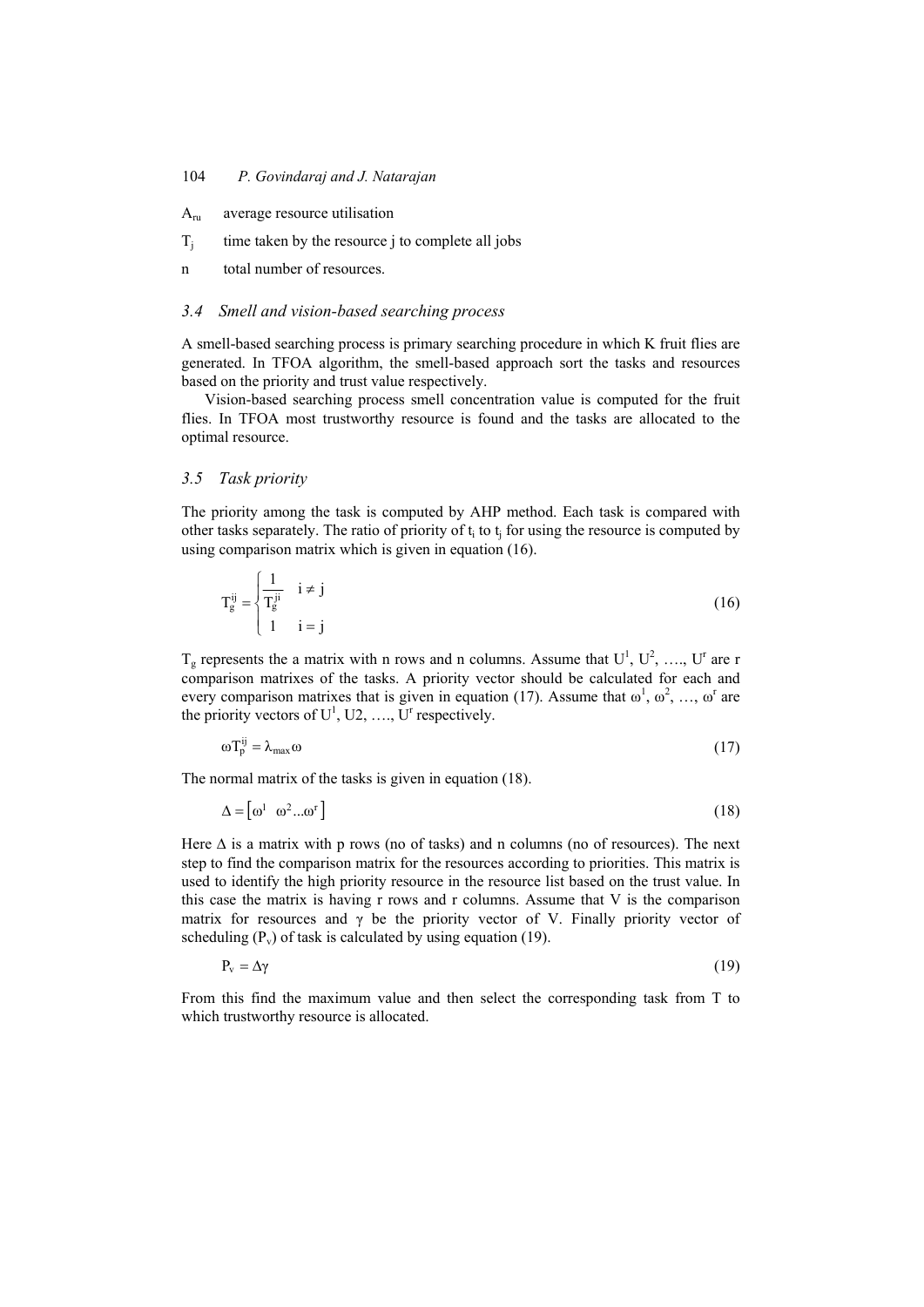$A_{ru}$ average resource utilisation

$T_j$ time taken by the resource j to complete all jobs

n total number of resources.

### *3.4 Smell and vision-based searching process*

A smell-based searching process is primary searching procedure in which K fruit flies are generated. In TFOA algorithm, the smell-based approach sort the tasks and resources based on the priority and trust value respectively.

Vision-based searching process smell concentration value is computed for the fruit flies. In TFOA most trustworthy resource is found and the tasks are allocated to the optimal resource.

### *3.5 Task priority*

The priority among the task is computed by AHP method. Each task is compared with other tasks separately. The ratio of priority of $t_i$ to $t_j$ for using the resource is computed by using comparison matrix which is given in equation (16).

$$T_g^{ij} = \begin{cases} \dfrac{1}{T_g^{ji}} & i \neq j \\ 1 & i = j \end{cases} \tag{16}$$

$T_g$ represents the a matrix with n rows and n columns. Assume that $U^1, U^2, \ldots, U^r$ are r comparison matrixes of the tasks. A priority vector should be calculated for each and every comparison matrixes that is given in equation (17). Assume that $\omega^1, \omega^2, \ldots, \omega^r$ are the priority vectors of $U^1$, U2, …., $U^r$ respectively.

$$\omega T_p^{ij} = \lambda_{\max}\omega \tag{17}$$

The normal matrix of the tasks is given in equation (18).

$$\Delta = \left[\omega^1 \quad \omega^2 \ldots \omega^r\right] \tag{18}$$

Here $\Delta$ is a matrix with p rows (no of tasks) and n columns (no of resources). The next step to find the comparison matrix for the resources according to priorities. This matrix is used to identify the high priority resource in the resource list based on the trust value. In this case the matrix is having r rows and r columns. Assume that V is the comparison matrix for resources and $\gamma$ be the priority vector of V. Finally priority vector of scheduling ($P_v$) of task is calculated by using equation (19).

$$P_v = \Delta\gamma \tag{19}$$

From this find the maximum value and then select the corresponding task from T to which trustworthy resource is allocated.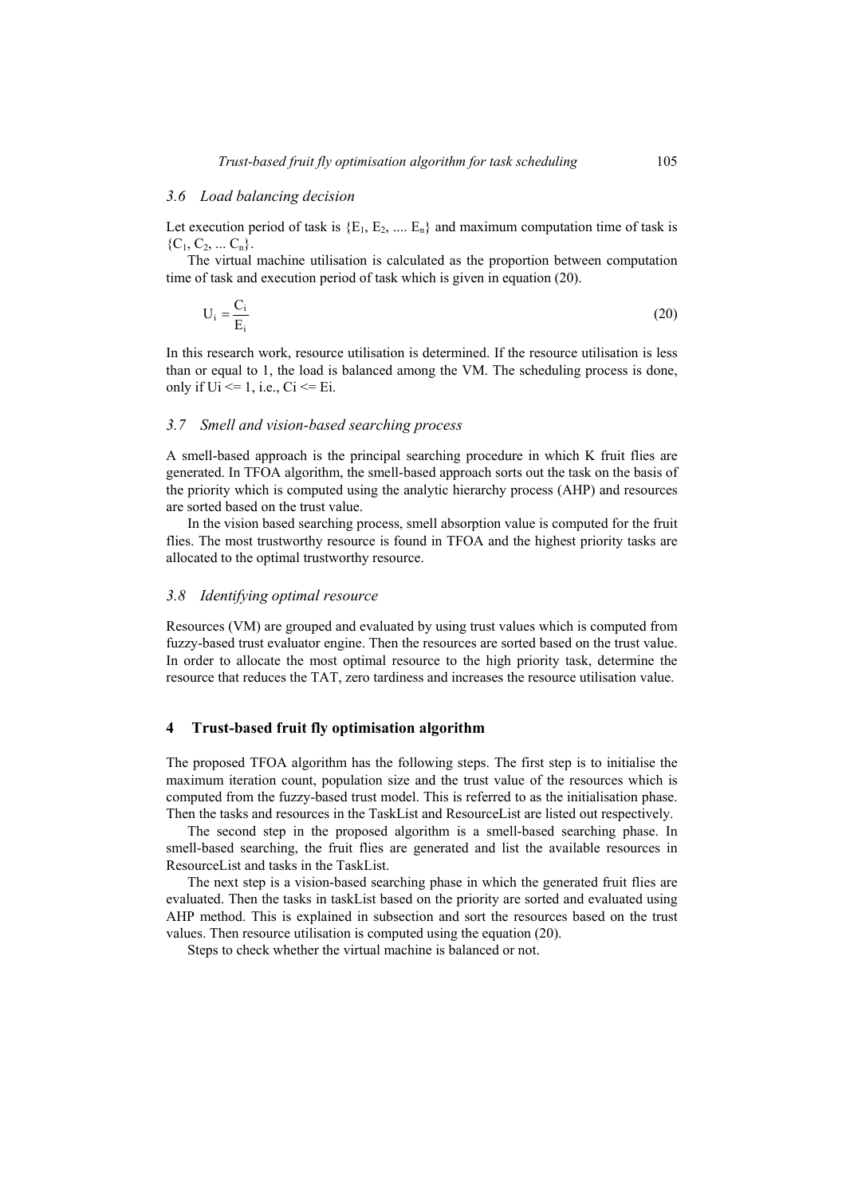### 3.6 Load balancing decision

Let execution period of task is $\{E_1, E_2, .... E_n\}$ and maximum computation time of task is $\{C_1, C_2, ... C_n\}$.

The virtual machine utilisation is calculated as the proportion between computation time of task and execution period of task which is given in equation (20).

$$U_i = \frac{C_i}{E_i} \tag{20}$$

In this research work, resource utilisation is determined. If the resource utilisation is less than or equal to 1, the load is balanced among the VM. The scheduling process is done, only if $U_i \le 1$, i.e., $C_i \le E_i$.

### 3.7 Smell and vision-based searching process

A smell-based approach is the principal searching procedure in which K fruit flies are generated. In TFOA algorithm, the smell-based approach sorts out the task on the basis of the priority which is computed using the analytic hierarchy process (AHP) and resources are sorted based on the trust value.

In the vision based searching process, smell absorption value is computed for the fruit flies. The most trustworthy resource is found in TFOA and the highest priority tasks are allocated to the optimal trustworthy resource.

### 3.8 Identifying optimal resource

Resources (VM) are grouped and evaluated by using trust values which is computed from fuzzy-based trust evaluator engine. Then the resources are sorted based on the trust value. In order to allocate the most optimal resource to the high priority task, determine the resource that reduces the TAT, zero tardiness and increases the resource utilisation value.

## 4 Trust-based fruit fly optimisation algorithm

The proposed TFOA algorithm has the following steps. The first step is to initialise the maximum iteration count, population size and the trust value of the resources which is computed from the fuzzy-based trust model. This is referred to as the initialisation phase. Then the tasks and resources in the TaskList and ResourceList are listed out respectively.

The second step in the proposed algorithm is a smell-based searching phase. In smell-based searching, the fruit flies are generated and list the available resources in ResourceList and tasks in the TaskList.

The next step is a vision-based searching phase in which the generated fruit flies are evaluated. Then the tasks in taskList based on the priority are sorted and evaluated using AHP method. This is explained in subsection and sort the resources based on the trust values. Then resource utilisation is computed using the equation (20).

Steps to check whether the virtual machine is balanced or not.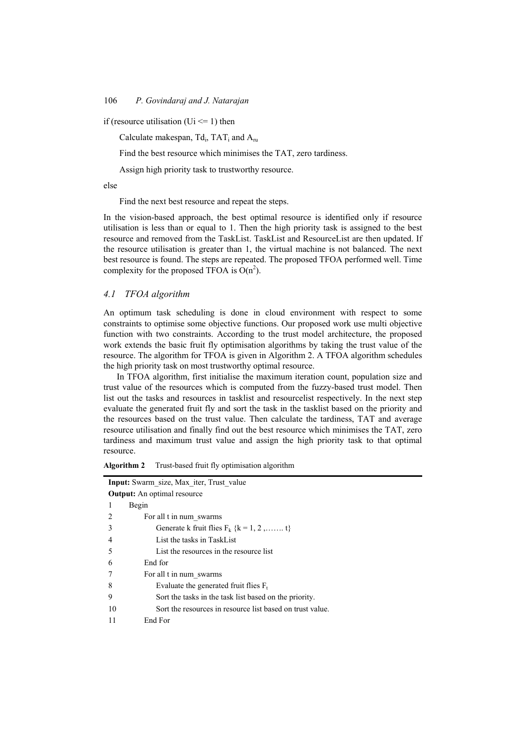if (resource utilisation ($U_i <= 1$) then

Calculate makespan, $Td_i$, $TAT_i$ and $A_{ru}$

Find the best resource which minimises the TAT, zero tardiness.

Assign high priority task to trustworthy resource.

else

Find the next best resource and repeat the steps.

In the vision-based approach, the best optimal resource is identified only if resource utilisation is less than or equal to 1. Then the high priority task is assigned to the best resource and removed from the TaskList. TaskList and ResourceList are then updated. If the resource utilisation is greater than 1, the virtual machine is not balanced. The next best resource is found. The steps are repeated. The proposed TFOA performed well. Time complexity for the proposed TFOA is $O(n^2)$.

### *4.1 TFOA algorithm*

An optimum task scheduling is done in cloud environment with respect to some constraints to optimise some objective functions. Our proposed work use multi objective function with two constraints. According to the trust model architecture, the proposed work extends the basic fruit fly optimisation algorithms by taking the trust value of the resource. The algorithm for TFOA is given in Algorithm 2. A TFOA algorithm schedules the high priority task on most trustworthy optimal resource.

In TFOA algorithm, first initialise the maximum iteration count, population size and trust value of the resources which is computed from the fuzzy-based trust model. Then list out the tasks and resources in tasklist and resourcelist respectively. In the next step evaluate the generated fruit fly and sort the task in the tasklist based on the priority and the resources based on the trust value. Then calculate the tardiness, TAT and average resource utilisation and finally find out the best resource which minimises the TAT, zero tardiness and maximum trust value and assign the high priority task to that optimal resource.

**Algorithm 2** Trust-based fruit fly optimisation algorithm

**Input:** Swarm_size, Max_iter, Trust_value

**Output:** An optimal resource

```
1    Begin
2        For all t in num_swarms
3            Generate k fruit flies F_k {k = 1, 2 ,……. t}
4            List the tasks in TaskList
5            List the resources in the resource list
6        End for
7        For all t in num_swarms
8            Evaluate the generated fruit flies F_t
9            Sort the tasks in the task list based on the priority.
10           Sort the resources in resource list based on trust value.
11       End For
```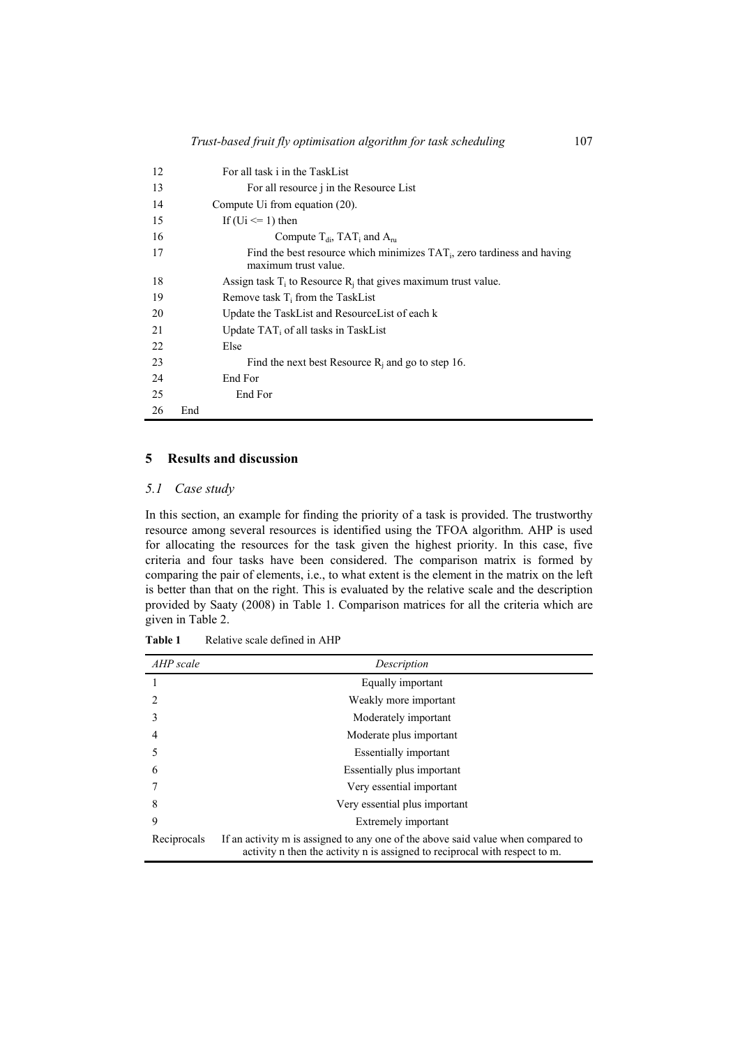| | |
|---|---|
| 12 | For all task i in the TaskList |
| 13 | For all resource j in the Resource List |
| 14 | Compute Ui from equation (20). |
| 15 | If (Ui <= 1) then |
| 16 | Compute $T_{di}$, $TAT_i$ and $A_{ru}$ |
| 17 | Find the best resource which minimizes $TAT_i$, zero tardiness and having maximum trust value. |
| 18 | Assign task $T_i$ to Resource $R_j$ that gives maximum trust value. |
| 19 | Remove task $T_i$ from the TaskList |
| 20 | Update the TaskList and ResourceList of each k |
| 21 | Update $TAT_i$ of all tasks in TaskList |
| 22 | Else |
| 23 | Find the next best Resource $R_j$ and go to step 16. |
| 24 | End For |
| 25 | End For |
| 26 | End |

## 5 Results and discussion

### *5.1 Case study*

In this section, an example for finding the priority of a task is provided. The trustworthy resource among several resources is identified using the TFOA algorithm. AHP is used for allocating the resources for the task given the highest priority. In this case, five criteria and four tasks have been considered. The comparison matrix is formed by comparing the pair of elements, i.e., to what extent is the element in the matrix on the left is better than that on the right. This is evaluated by the relative scale and the description provided by Saaty (2008) in Table 1. Comparison matrices for all the criteria which are given in Table 2.

**Table 1** Relative scale defined in AHP

| *AHP scale* | *Description* |
|---|---|
| 1 | Equally important |
| 2 | Weakly more important |
| 3 | Moderately important |
| 4 | Moderate plus important |
| 5 | Essentially important |
| 6 | Essentially plus important |
| 7 | Very essential important |
| 8 | Very essential plus important |
| 9 | Extremely important |
| Reciprocals | If an activity m is assigned to any one of the above said value when compared to activity n then the activity n is assigned to reciprocal with respect to m. |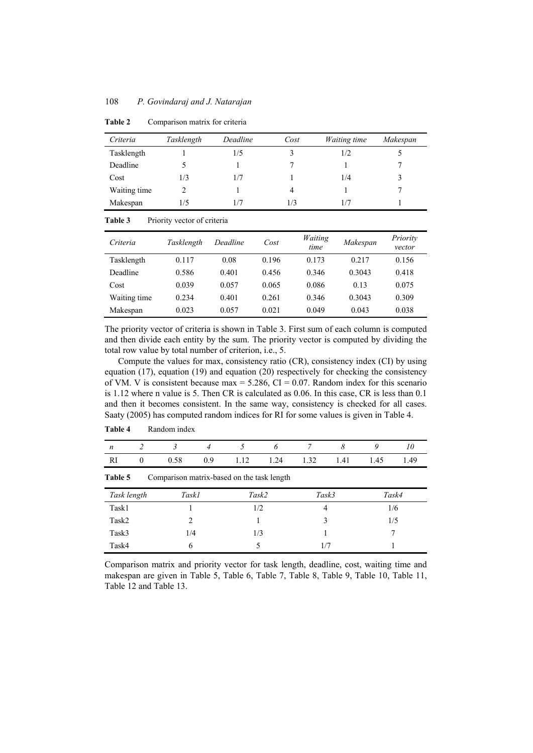**Table 2** Comparison matrix for criteria

| *Criteria* | *Tasklength* | *Deadline* | *Cost* | *Waiting time* | *Makespan* |
|---|---|---|---|---|---|
| Tasklength | 1 | 1/5 | 3 | 1/2 | 5 |
| Deadline | 5 | 1 | 7 | 1 | 7 |
| Cost | 1/3 | 1/7 | 1 | 1/4 | 3 |
| Waiting time | 2 | 1 | 4 | 1 | 7 |
| Makespan | 1/5 | 1/7 | 1/3 | 1/7 | 1 |

**Table 3** Priority vector of criteria

| *Criteria* | *Tasklength* | *Deadline* | *Cost* | *Waiting time* | *Makespan* | *Priority vector* |
|---|---|---|---|---|---|---|
| Tasklength | 0.117 | 0.08 | 0.196 | 0.173 | 0.217 | 0.156 |
| Deadline | 0.586 | 0.401 | 0.456 | 0.346 | 0.3043 | 0.418 |
| Cost | 0.039 | 0.057 | 0.065 | 0.086 | 0.13 | 0.075 |
| Waiting time | 0.234 | 0.401 | 0.261 | 0.346 | 0.3043 | 0.309 |
| Makespan | 0.023 | 0.057 | 0.021 | 0.049 | 0.043 | 0.038 |

The priority vector of criteria is shown in Table 3. First sum of each column is computed and then divide each entity by the sum. The priority vector is computed by dividing the total row value by total number of criterion, i.e., 5.

Compute the values for max, consistency ratio (CR), consistency index (CI) by using equation (17), equation (19) and equation (20) respectively for checking the consistency of VM. V is consistent because max = 5.286, CI = 0.07. Random index for this scenario is 1.12 where n value is 5. Then CR is calculated as 0.06. In this case, CR is less than 0.1 and then it becomes consistent. In the same way, consistency is checked for all cases. Saaty (2005) has computed random indices for RI for some values is given in Table 4.

**Table 4** Random index

| *n* | *2* | *3* | *4* | *5* | *6* | *7* | *8* | *9* | *10* |
|---|---|---|---|---|---|---|---|---|---|
| RI | 0 | 0.58 | 0.9 | 1.12 | 1.24 | 1.32 | 1.41 | 1.45 | 1.49 |

**Table 5** Comparison matrix-based on the task length

| *Task length* | *Task1* | *Task2* | *Task3* | *Task4* |
|---|---|---|---|---|
| Task1 | 1 | 1/2 | 4 | 1/6 |
| Task2 | 2 | 1 | 3 | 1/5 |
| Task3 | 1/4 | 1/3 | 1 | 7 |
| Task4 | 6 | 5 | 1/7 | 1 |

Comparison matrix and priority vector for task length, deadline, cost, waiting time and makespan are given in Table 5, Table 6, Table 7, Table 8, Table 9, Table 10, Table 11, Table 12 and Table 13.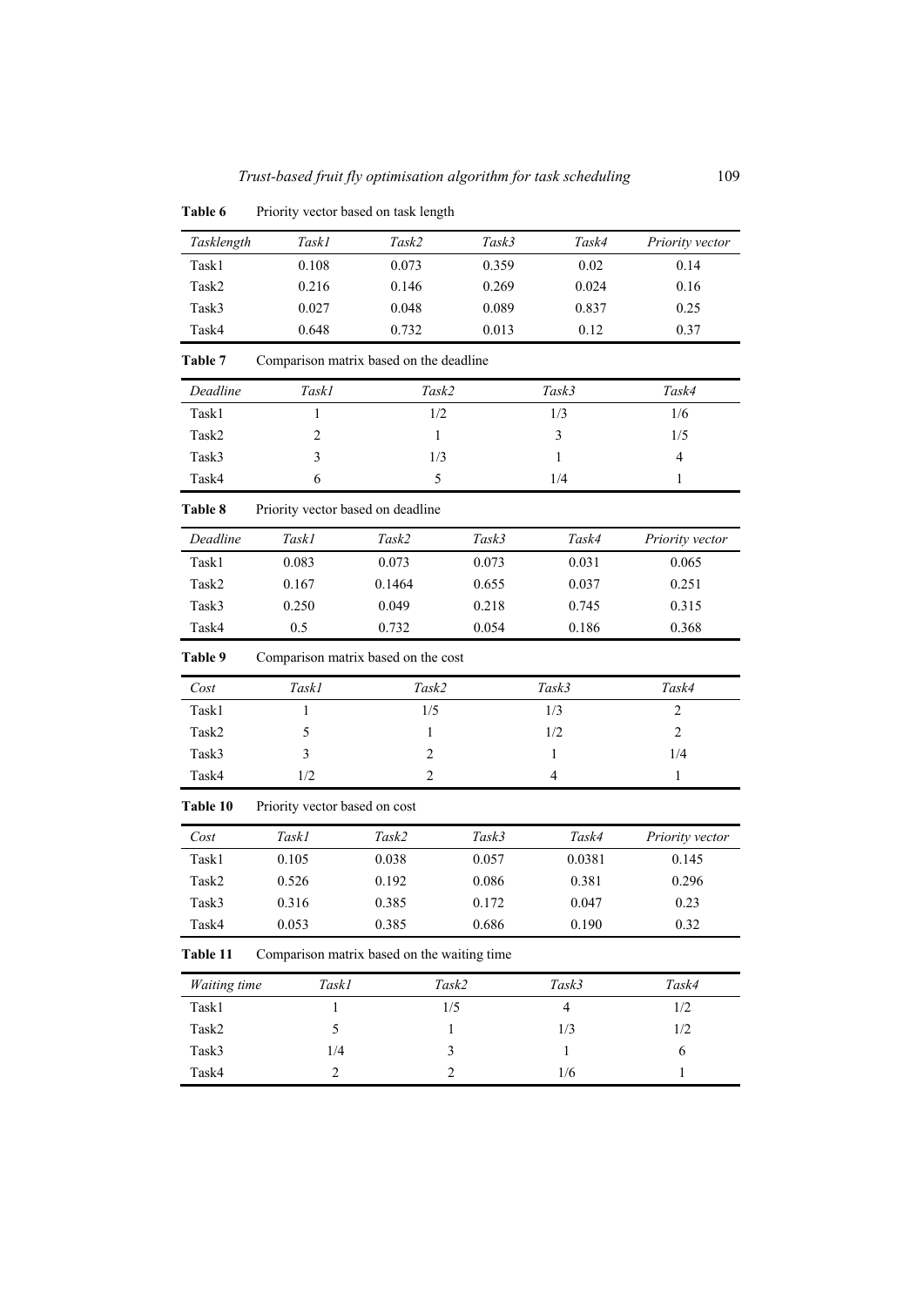**Table 6** Priority vector based on task length

| *Tasklength* | *Task1* | *Task2* | *Task3* | *Task4* | *Priority vector* |
|---|---|---|---|---|---|
| Task1 | 0.108 | 0.073 | 0.359 | 0.02 | 0.14 |
| Task2 | 0.216 | 0.146 | 0.269 | 0.024 | 0.16 |
| Task3 | 0.027 | 0.048 | 0.089 | 0.837 | 0.25 |
| Task4 | 0.648 | 0.732 | 0.013 | 0.12 | 0.37 |

**Table 7** Comparison matrix based on the deadline

| *Deadline* | *Task1* | *Task2* | *Task3* | *Task4* |
|---|---|---|---|---|
| Task1 | 1 | 1/2 | 1/3 | 1/6 |
| Task2 | 2 | 1 | 3 | 1/5 |
| Task3 | 3 | 1/3 | 1 | 4 |
| Task4 | 6 | 5 | 1/4 | 1 |

**Table 8** Priority vector based on deadline

| *Deadline* | *Task1* | *Task2* | *Task3* | *Task4* | *Priority vector* |
|---|---|---|---|---|---|
| Task1 | 0.083 | 0.073 | 0.073 | 0.031 | 0.065 |
| Task2 | 0.167 | 0.1464 | 0.655 | 0.037 | 0.251 |
| Task3 | 0.250 | 0.049 | 0.218 | 0.745 | 0.315 |
| Task4 | 0.5 | 0.732 | 0.054 | 0.186 | 0.368 |

**Table 9** Comparison matrix based on the cost

| *Cost* | *Task1* | *Task2* | *Task3* | *Task4* |
|---|---|---|---|---|
| Task1 | 1 | 1/5 | 1/3 | 2 |
| Task2 | 5 | 1 | 1/2 | 2 |
| Task3 | 3 | 2 | 1 | 1/4 |
| Task4 | 1/2 | 2 | 4 | 1 |

**Table 10** Priority vector based on cost

| *Cost* | *Task1* | *Task2* | *Task3* | *Task4* | *Priority vector* |
|---|---|---|---|---|---|
| Task1 | 0.105 | 0.038 | 0.057 | 0.0381 | 0.145 |
| Task2 | 0.526 | 0.192 | 0.086 | 0.381 | 0.296 |
| Task3 | 0.316 | 0.385 | 0.172 | 0.047 | 0.23 |
| Task4 | 0.053 | 0.385 | 0.686 | 0.190 | 0.32 |

**Table 11** Comparison matrix based on the waiting time

| *Waiting time* | *Task1* | *Task2* | *Task3* | *Task4* |
|---|---|---|---|---|
| Task1 | 1 | 1/5 | 4 | 1/2 |
| Task2 | 5 | 1 | 1/3 | 1/2 |
| Task3 | 1/4 | 3 | 1 | 6 |
| Task4 | 2 | 2 | 1/6 | 1 |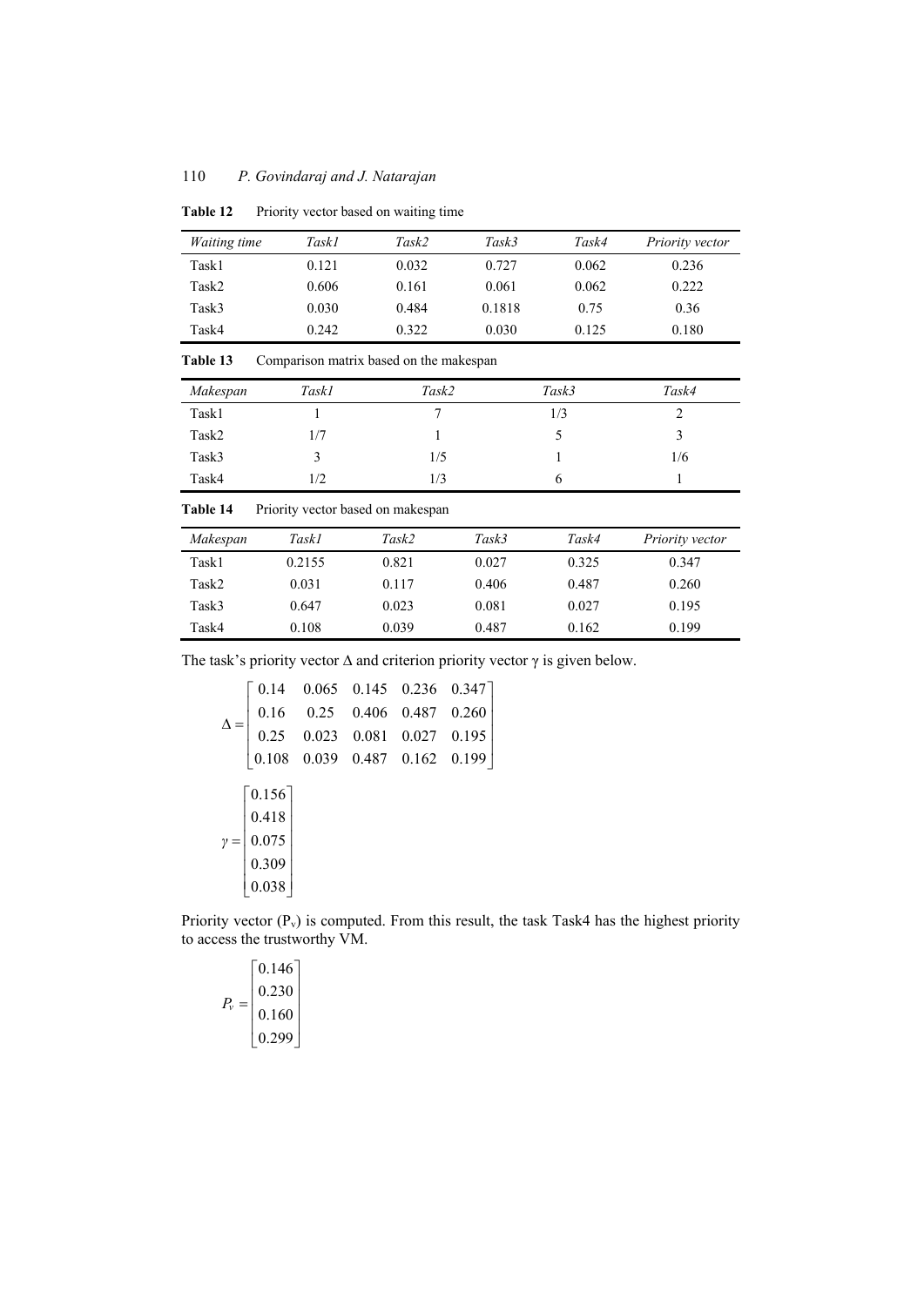**Table 12** Priority vector based on waiting time

| *Waiting time* | *Task1* | *Task2* | *Task3* | *Task4* | *Priority vector* |
|---|---|---|---|---|---|
| Task1 | 0.121 | 0.032 | 0.727 | 0.062 | 0.236 |
| Task2 | 0.606 | 0.161 | 0.061 | 0.062 | 0.222 |
| Task3 | 0.030 | 0.484 | 0.1818 | 0.75 | 0.36 |
| Task4 | 0.242 | 0.322 | 0.030 | 0.125 | 0.180 |

**Table 13** Comparison matrix based on the makespan

| *Makespan* | *Task1* | *Task2* | *Task3* | *Task4* |
|---|---|---|---|---|
| Task1 | 1 | 7 | 1/3 | 2 |
| Task2 | 1/7 | 1 | 5 | 3 |
| Task3 | 3 | 1/5 | 1 | 1/6 |
| Task4 | 1/2 | 1/3 | 6 | 1 |

**Table 14** Priority vector based on makespan

| *Makespan* | *Task1* | *Task2* | *Task3* | *Task4* | *Priority vector* |
|---|---|---|---|---|---|
| Task1 | 0.2155 | 0.821 | 0.027 | 0.325 | 0.347 |
| Task2 | 0.031 | 0.117 | 0.406 | 0.487 | 0.260 |
| Task3 | 0.647 | 0.023 | 0.081 | 0.027 | 0.195 |
| Task4 | 0.108 | 0.039 | 0.487 | 0.162 | 0.199 |

The task's priority vector $\Delta$ and criterion priority vector $\gamma$ is given below.

$$\Delta = \begin{bmatrix} 0.14 & 0.065 & 0.145 & 0.236 & 0.347 \\ 0.16 & 0.25 & 0.406 & 0.487 & 0.260 \\ 0.25 & 0.023 & 0.081 & 0.027 & 0.195 \\ 0.108 & 0.039 & 0.487 & 0.162 & 0.199 \end{bmatrix}$$

$$\gamma = \begin{bmatrix} 0.156 \\ 0.418 \\ 0.075 \\ 0.309 \\ 0.038 \end{bmatrix}$$

Priority vector ($P_v$) is computed. From this result, the task Task4 has the highest priority to access the trustworthy VM.

$$P_v = \begin{bmatrix} 0.146 \\ 0.230 \\ 0.160 \\ 0.299 \end{bmatrix}$$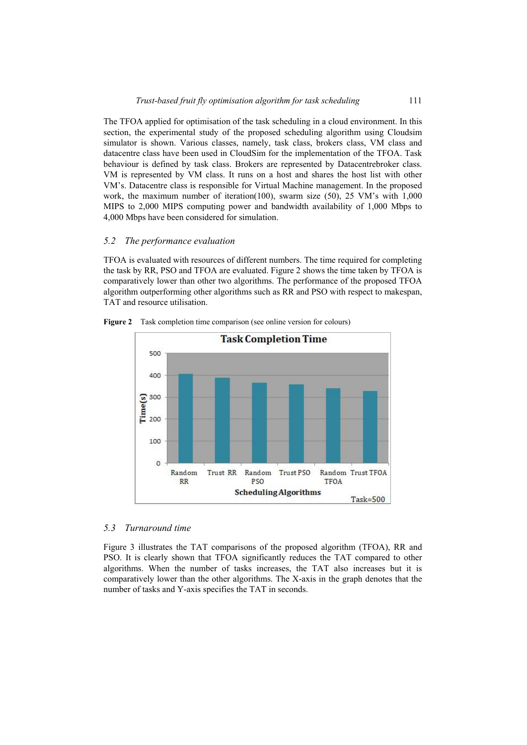The TFOA applied for optimisation of the task scheduling in a cloud environment. In this section, the experimental study of the proposed scheduling algorithm using Cloudsim simulator is shown. Various classes, namely, task class, brokers class, VM class and datacentre class have been used in CloudSim for the implementation of the TFOA. Task behaviour is defined by task class. Brokers are represented by Datacentrebroker class. VM is represented by VM class. It runs on a host and shares the host list with other VM's. Datacentre class is responsible for Virtual Machine management. In the proposed work, the maximum number of iteration(100), swarm size (50), 25 VM's with 1,000 MIPS to 2,000 MIPS computing power and bandwidth availability of 1,000 Mbps to 4,000 Mbps have been considered for simulation.

### 5.2 The performance evaluation

TFOA is evaluated with resources of different numbers. The time required for completing the task by RR, PSO and TFOA are evaluated. Figure 2 shows the time taken by TFOA is comparatively lower than other two algorithms. The performance of the proposed TFOA algorithm outperforming other algorithms such as RR and PSO with respect to makespan, TAT and resource utilisation.

**Figure 2** Task completion time comparison (see online version for colours)

### 5.3 Turnaround time

Figure 3 illustrates the TAT comparisons of the proposed algorithm (TFOA), RR and PSO. It is clearly shown that TFOA significantly reduces the TAT compared to other algorithms. When the number of tasks increases, the TAT also increases but it is comparatively lower than the other algorithms. The X-axis in the graph denotes that the number of tasks and Y-axis specifies the TAT in seconds.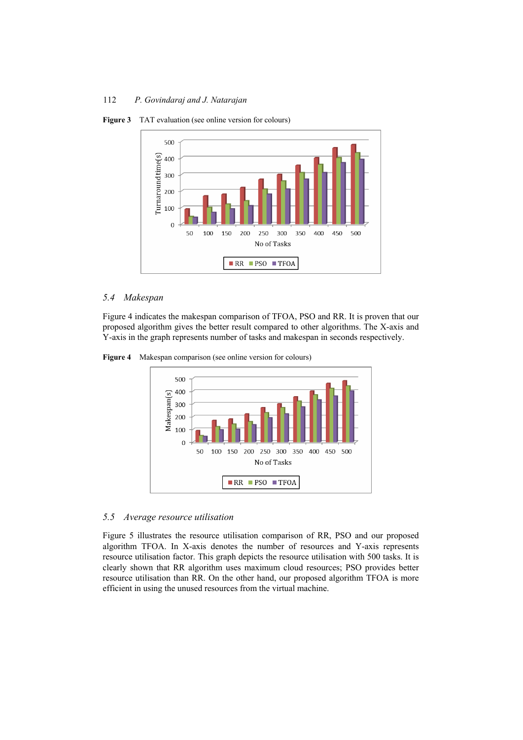**Figure 3** TAT evaluation (see online version for colours)

## 5.4 *Makespan*

Figure 4 indicates the makespan comparison of TFOA, PSO and RR. It is proven that our proposed algorithm gives the better result compared to other algorithms. The X-axis and Y-axis in the graph represents number of tasks and makespan in seconds respectively.

**Figure 4** Makespan comparison (see online version for colours)

## 5.5 *Average resource utilisation*

Figure 5 illustrates the resource utilisation comparison of RR, PSO and our proposed algorithm TFOA. In X-axis denotes the number of resources and Y-axis represents resource utilisation factor. This graph depicts the resource utilisation with 500 tasks. It is clearly shown that RR algorithm uses maximum cloud resources; PSO provides better resource utilisation than RR. On the other hand, our proposed algorithm TFOA is more efficient in using the unused resources from the virtual machine.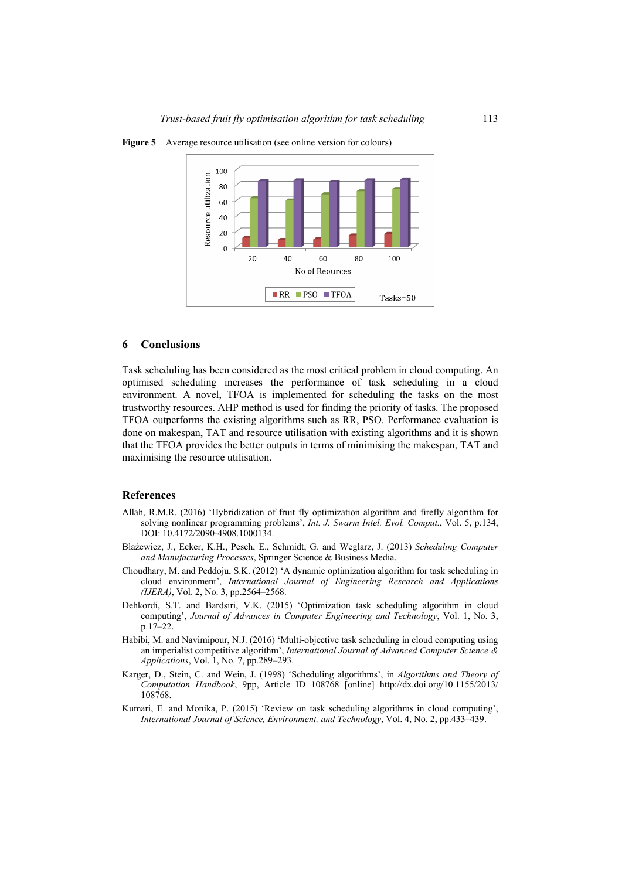**Figure 5** Average resource utilisation (see online version for colours)

## 6 Conclusions

Task scheduling has been considered as the most critical problem in cloud computing. An optimised scheduling increases the performance of task scheduling in a cloud environment. A novel, TFOA is implemented for scheduling the tasks on the most trustworthy resources. AHP method is used for finding the priority of tasks. The proposed TFOA outperforms the existing algorithms such as RR, PSO. Performance evaluation is done on makespan, TAT and resource utilisation with existing algorithms and it is shown that the TFOA provides the better outputs in terms of minimising the makespan, TAT and maximising the resource utilisation.

## References

Allah, R.M.R. (2016) 'Hybridization of fruit fly optimization algorithm and firefly algorithm for solving nonlinear programming problems', *Int. J. Swarm Intel. Evol. Comput.*, Vol. 5, p.134, DOI: 10.4172/2090-4908.1000134.

Błażewicz, J., Ecker, K.H., Pesch, E., Schmidt, G. and Weglarz, J. (2013) *Scheduling Computer and Manufacturing Processes*, Springer Science & Business Media.

Choudhary, M. and Peddoju, S.K. (2012) 'A dynamic optimization algorithm for task scheduling in cloud environment', *International Journal of Engineering Research and Applications (IJERA)*, Vol. 2, No. 3, pp.2564–2568.

Dehkordi, S.T. and Bardsiri, V.K. (2015) 'Optimization task scheduling algorithm in cloud computing', *Journal of Advances in Computer Engineering and Technology*, Vol. 1, No. 3, p.17–22.

Habibi, M. and Navimipour, N.J. (2016) 'Multi-objective task scheduling in cloud computing using an imperialist competitive algorithm', *International Journal of Advanced Computer Science & Applications*, Vol. 1, No. 7, pp.289–293.

Karger, D., Stein, C. and Wein, J. (1998) 'Scheduling algorithms', in *Algorithms and Theory of Computation Handbook*, 9pp, Article ID 108768 [online] http://dx.doi.org/10.1155/2013/108768.

Kumari, E. and Monika, P. (2015) 'Review on task scheduling algorithms in cloud computing', *International Journal of Science, Environment, and Technology*, Vol. 4, No. 2, pp.433–439.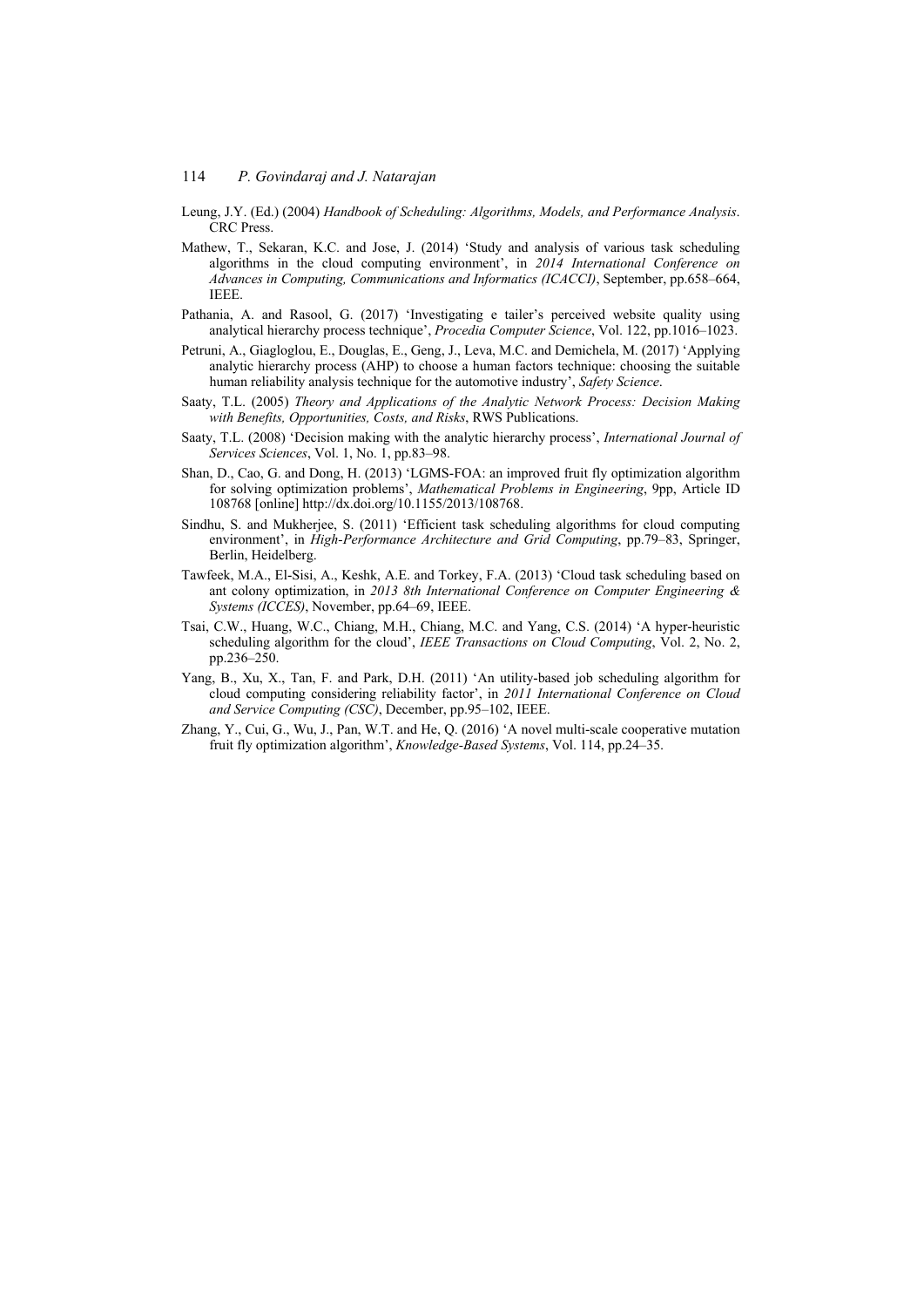Leung, J.Y. (Ed.) (2004) *Handbook of Scheduling: Algorithms, Models, and Performance Analysis*. CRC Press.

Mathew, T., Sekaran, K.C. and Jose, J. (2014) 'Study and analysis of various task scheduling algorithms in the cloud computing environment', in *2014 International Conference on Advances in Computing, Communications and Informatics (ICACCI)*, September, pp.658–664, IEEE.

Pathania, A. and Rasool, G. (2017) 'Investigating e tailer's perceived website quality using analytical hierarchy process technique', *Procedia Computer Science*, Vol. 122, pp.1016–1023.

Petruni, A., Giagloglou, E., Douglas, E., Geng, J., Leva, M.C. and Demichela, M. (2017) 'Applying analytic hierarchy process (AHP) to choose a human factors technique: choosing the suitable human reliability analysis technique for the automotive industry', *Safety Science*.

Saaty, T.L. (2005) *Theory and Applications of the Analytic Network Process: Decision Making with Benefits, Opportunities, Costs, and Risks*, RWS Publications.

Saaty, T.L. (2008) 'Decision making with the analytic hierarchy process', *International Journal of Services Sciences*, Vol. 1, No. 1, pp.83–98.

Shan, D., Cao, G. and Dong, H. (2013) 'LGMS-FOA: an improved fruit fly optimization algorithm for solving optimization problems', *Mathematical Problems in Engineering*, 9pp, Article ID 108768 [online] http://dx.doi.org/10.1155/2013/108768.

Sindhu, S. and Mukherjee, S. (2011) 'Efficient task scheduling algorithms for cloud computing environment', in *High-Performance Architecture and Grid Computing*, pp.79–83, Springer, Berlin, Heidelberg.

Tawfeek, M.A., El-Sisi, A., Keshk, A.E. and Torkey, F.A. (2013) 'Cloud task scheduling based on ant colony optimization, in *2013 8th International Conference on Computer Engineering & Systems (ICCES)*, November, pp.64–69, IEEE.

Tsai, C.W., Huang, W.C., Chiang, M.H., Chiang, M.C. and Yang, C.S. (2014) 'A hyper-heuristic scheduling algorithm for the cloud', *IEEE Transactions on Cloud Computing*, Vol. 2, No. 2, pp.236–250.

Yang, B., Xu, X., Tan, F. and Park, D.H. (2011) 'An utility-based job scheduling algorithm for cloud computing considering reliability factor', in *2011 International Conference on Cloud and Service Computing (CSC)*, December, pp.95–102, IEEE.

Zhang, Y., Cui, G., Wu, J., Pan, W.T. and He, Q. (2016) 'A novel multi-scale cooperative mutation fruit fly optimization algorithm', *Knowledge-Based Systems*, Vol. 114, pp.24–35.